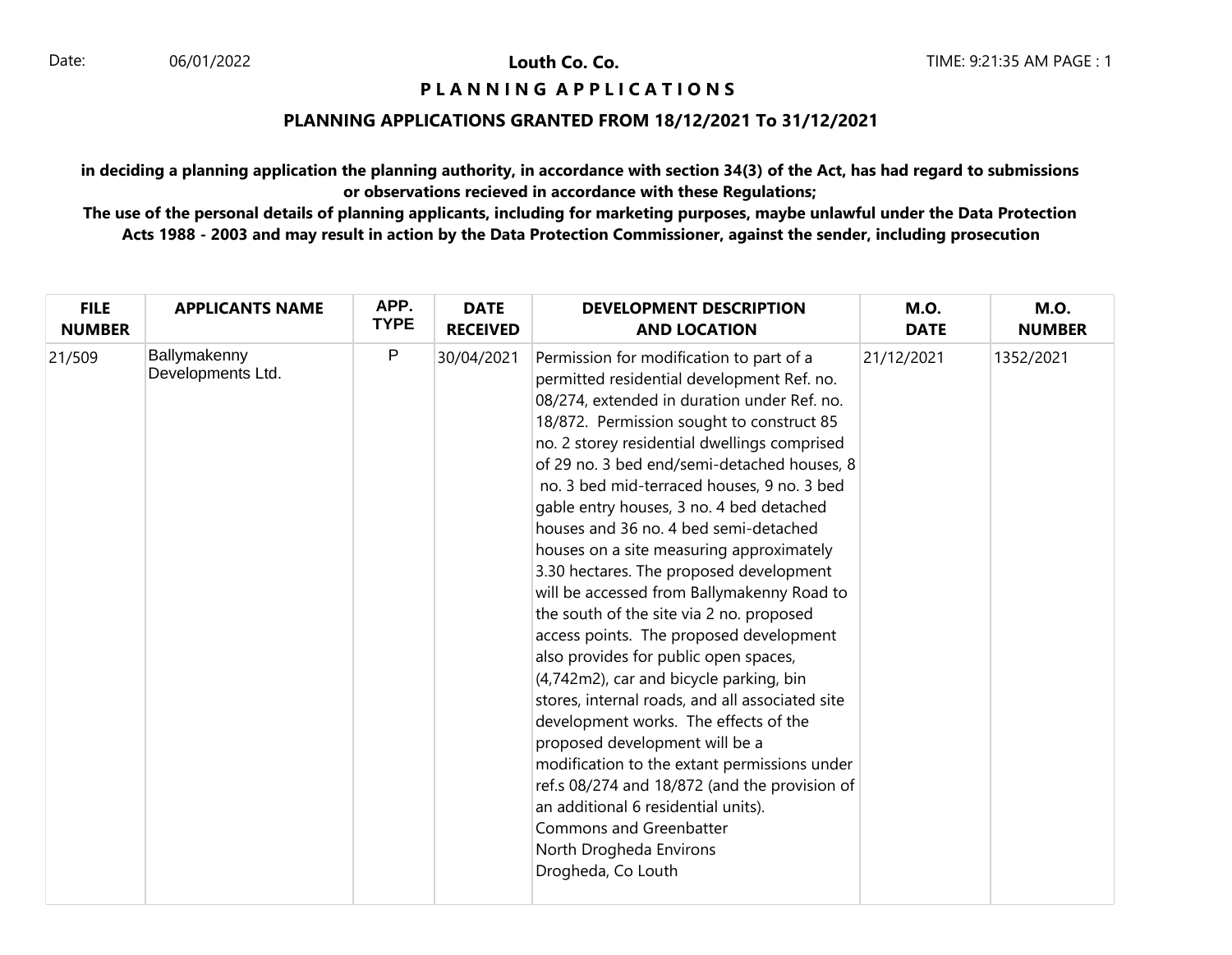Date: 06/01/2022

**Louth Co. Co.**

# P L A N N I N G A P P L I C A T I O N S

## PLANNING APPLICATIONS GRANTED FROM 18/12/2021 To 31/12/2021

**in deciding a planning application the planning authority, in accordance with section 34(3) of the Act, has had regard to submissions or observations recieved in accordance with these Regulations;**

**The use of the personal details of planning applicants, including for marketing purposes, maybe unlawful under the Data Protection Acts 1988 - 2003 and may result in action by the Data Protection Commissioner, against the sender, including prosecution**

| FILE NUMBER | APPLICANTS NAME | APP. TYPE | DATE RECEIVED | DEVELOPMENT DESCRIPTION AND LOCATION | M.O. DATE | M.O. NUMBER |
|---|---|---|---|---|---|---|
| 21/509 | Ballymakenny Developments Ltd. | P | 30/04/2021 | Permission for modification to part of a permitted residential development Ref. no. 08/274, extended in duration under Ref. no. 18/872. Permission sought to construct 85 no. 2 storey residential dwellings comprised of 29 no. 3 bed end/semi-detached houses, 8 no. 3 bed mid-terraced houses, 9 no. 3 bed gable entry houses, 3 no. 4 bed detached houses and 36 no. 4 bed semi-detached houses on a site measuring approximately 3.30 hectares. The proposed development will be accessed from Ballymakenny Road to the south of the site via 2 no. proposed access points. The proposed development also provides for public open spaces, (4,742m2), car and bicycle parking, bin stores, internal roads, and all associated site development works. The effects of the proposed development will be a modification to the extant permissions under ref.s 08/274 and 18/872 (and the provision of an additional 6 residential units). Commons and Greenbatter North Drogheda Environs Drogheda, Co Louth | 21/12/2021 | 1352/2021 |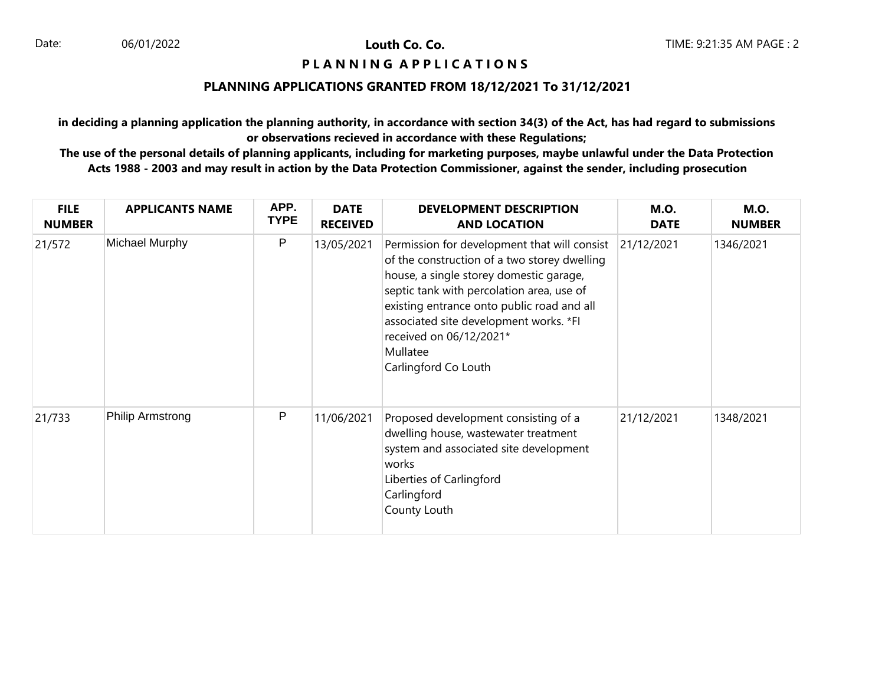**Louth Co. Co.**

**P L A N N I N G A P P L I C A T I O N S**

**PLANNING APPLICATIONS GRANTED FROM 18/12/2021 To 31/12/2021**

**in deciding a planning application the planning authority, in accordance with section 34(3) of the Act, has had regard to submissions or observations recieved in accordance with these Regulations;**

**The use of the personal details of planning applicants, including for marketing purposes, maybe unlawful under the Data Protection Acts 1988 - 2003 and may result in action by the Data Protection Commissioner, against the sender, including prosecution**

| FILE NUMBER | APPLICANTS NAME | APP. TYPE | DATE RECEIVED | DEVELOPMENT DESCRIPTION AND LOCATION | M.O. DATE | M.O. NUMBER |
|---|---|---|---|---|---|---|
| 21/572 | Michael Murphy | P | 13/05/2021 | Permission for development that will consist of the construction of a two storey dwelling house, a single storey domestic garage, septic tank with percolation area, use of existing entrance onto public road and all associated site development works. *FI received on 06/12/2021* Mullatee Carlingford Co Louth | 21/12/2021 | 1346/2021 |
| 21/733 | Philip Armstrong | P | 11/06/2021 | Proposed development consisting of a dwelling house, wastewater treatment system and associated site development works Liberties of Carlingford Carlingford County Louth | 21/12/2021 | 1348/2021 |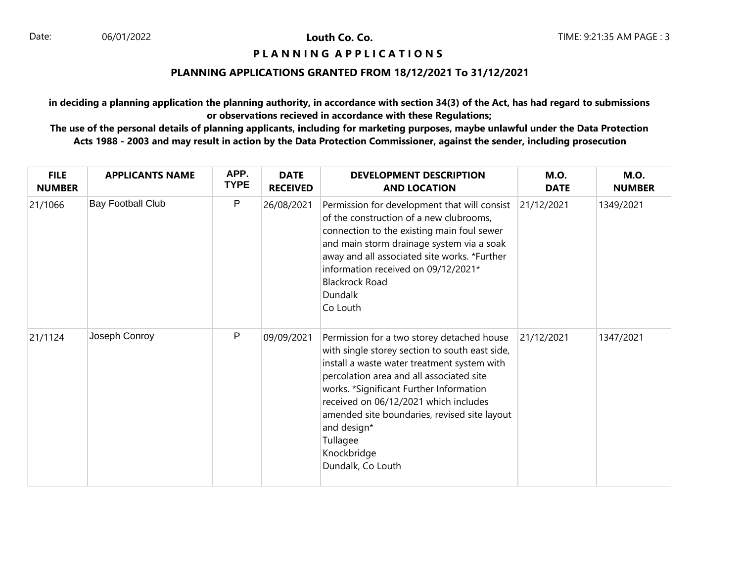**Louth Co. Co.**

**P L A N N I N G A P P L I C A T I O N S**

## PLANNING APPLICATIONS GRANTED FROM 18/12/2021 To 31/12/2021

**in deciding a planning application the planning authority, in accordance with section 34(3) of the Act, has had regard to submissions or observations recieved in accordance with these Regulations;**

**The use of the personal details of planning applicants, including for marketing purposes, maybe unlawful under the Data Protection Acts 1988 - 2003 and may result in action by the Data Protection Commissioner, against the sender, including prosecution**

| FILE NUMBER | APPLICANTS NAME | APP. TYPE | DATE RECEIVED | DEVELOPMENT DESCRIPTION AND LOCATION | M.O. DATE | M.O. NUMBER |
|---|---|---|---|---|---|---|
| 21/1066 | Bay Football Club | P | 26/08/2021 | Permission for development that will consist of the construction of a new clubrooms, connection to the existing main foul sewer and main storm drainage system via a soak away and all associated site works. *Further information received on 09/12/2021* Blackrock Road Dundalk Co Louth | 21/12/2021 | 1349/2021 |
| 21/1124 | Joseph Conroy | P | 09/09/2021 | Permission for a two storey detached house with single storey section to south east side, install a waste water treatment system with percolation area and all associated site works. *Significant Further Information received on 06/12/2021 which includes amended site boundaries, revised site layout and design* Tullagee Knockbridge Dundalk, Co Louth | 21/12/2021 | 1347/2021 |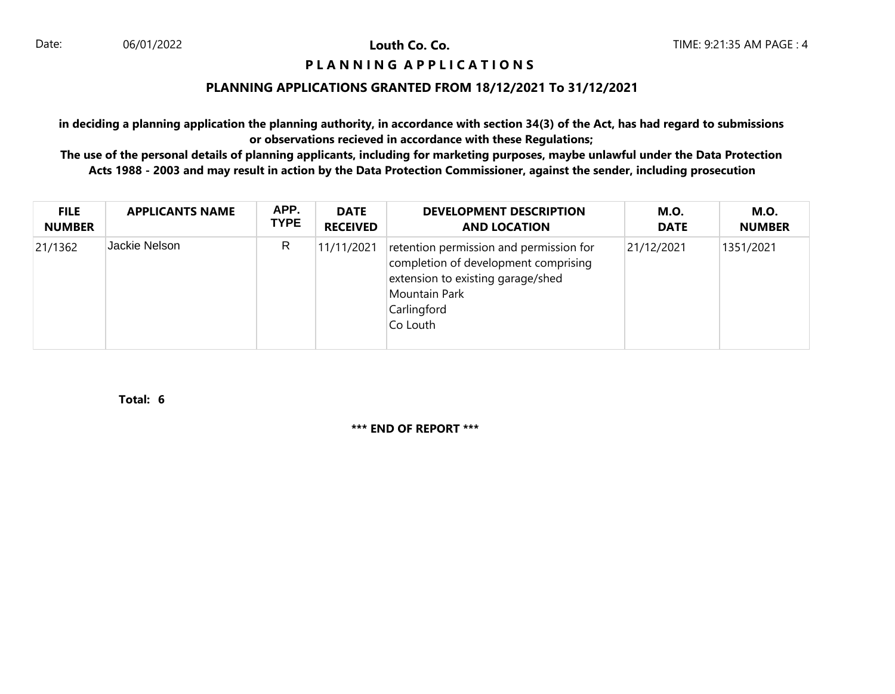**Louth Co. Co.**

**P L A N N I N G A P P L I C A T I O N S**

**PLANNING APPLICATIONS GRANTED FROM 18/12/2021 To 31/12/2021**

**in deciding a planning application the planning authority, in accordance with section 34(3) of the Act, has had regard to submissions or observations recieved in accordance with these Regulations;**

**The use of the personal details of planning applicants, including for marketing purposes, maybe unlawful under the Data Protection Acts 1988 - 2003 and may result in action by the Data Protection Commissioner, against the sender, including prosecution**

| FILE NUMBER | APPLICANTS NAME | APP. TYPE | DATE RECEIVED | DEVELOPMENT DESCRIPTION AND LOCATION | M.O. DATE | M.O. NUMBER |
|---|---|---|---|---|---|---|
| 21/1362 | Jackie Nelson | R | 11/11/2021 | retention permission and permission for completion of development comprising extension to existing garage/shed Mountain Park Carlingford Co Louth | 21/12/2021 | 1351/2021 |

**Total: 6**

**\*\*\* END OF REPORT \*\*\***